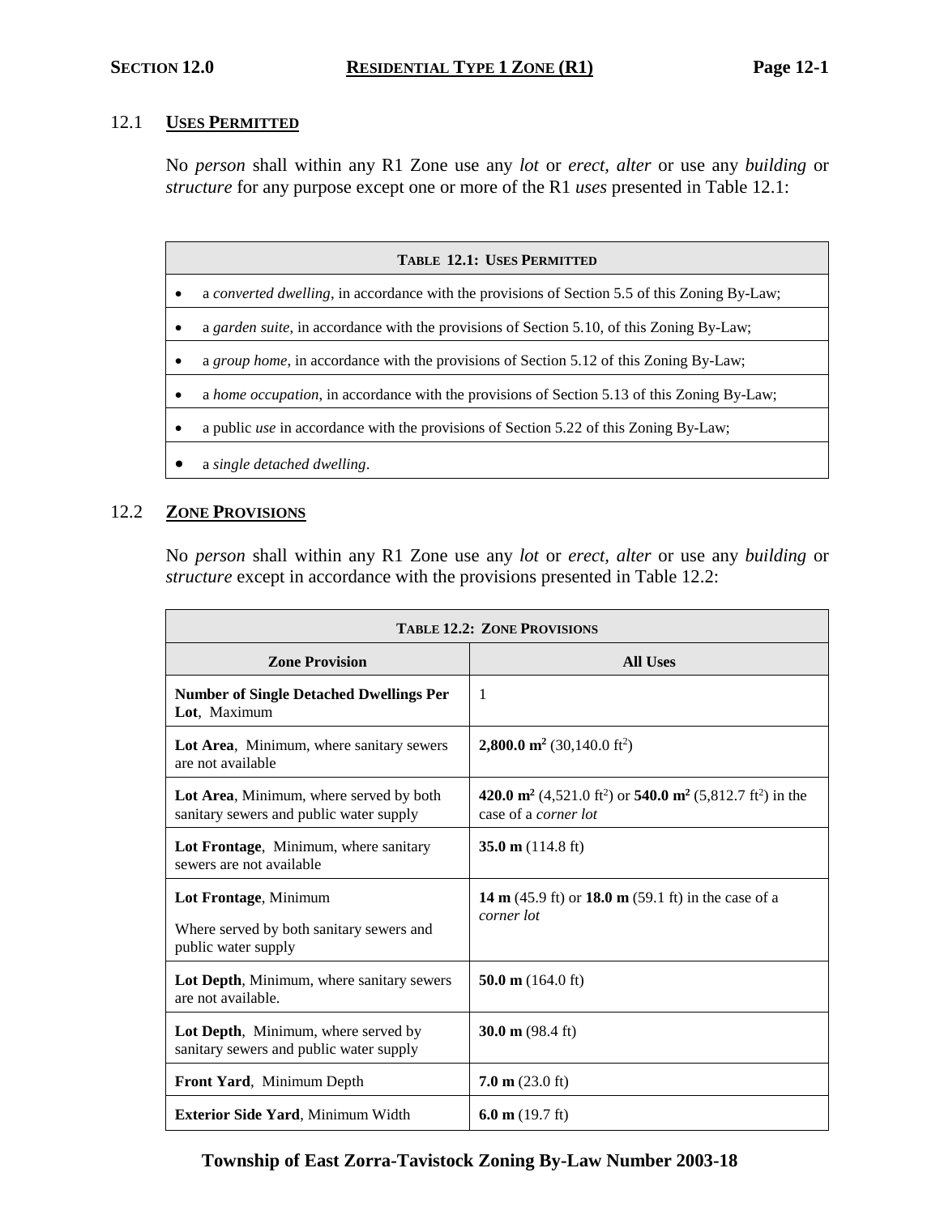# SECTION 12.0 RESIDENTIAL TYPE 1 ZONE (R1)

## 12.1 USES PERMITTED

No *person* shall within any R1 Zone use any *lot* or *erect, alter* or use any *building* or *structure* for any purpose except one or more of the R1 *uses* presented in Table 12.1:

| TABLE 12.1: USES PERMITTED |
|---|
| • a *converted dwelling*, in accordance with the provisions of Section 5.5 of this Zoning By-Law; |
| • a *garden suite*, in accordance with the provisions of Section 5.10, of this Zoning By-Law; |
| • a *group home*, in accordance with the provisions of Section 5.12 of this Zoning By-Law; |
| • a *home occupation*, in accordance with the provisions of Section 5.13 of this Zoning By-Law; |
| • a public *use* in accordance with the provisions of Section 5.22 of this Zoning By-Law; |
| • a *single detached dwelling*. |

## 12.2 ZONE PROVISIONS

No *person* shall within any R1 Zone use any *lot* or *erect, alter* or use any *building* or *structure* except in accordance with the provisions presented in Table 12.2:

| TABLE 12.2: ZONE PROVISIONS | |
|---|---|
| **Zone Provision** | **All Uses** |
| **Number of Single Detached Dwellings Per Lot**, Maximum | 1 |
| **Lot Area**, Minimum, where sanitary sewers are not available | **2,800.0 m²** (30,140.0 ft²) |
| **Lot Area**, Minimum, where served by both sanitary sewers and public water supply | **420.0 m²** (4,521.0 ft²) or **540.0 m²** (5,812.7 ft²) in the case of a *corner lot* |
| **Lot Frontage**, Minimum, where sanitary sewers are not available | **35.0 m** (114.8 ft) |
| **Lot Frontage**, Minimum<br>Where served by both sanitary sewers and public water supply | **14 m** (45.9 ft) or **18.0 m** (59.1 ft) in the case of a *corner lot* |
| **Lot Depth**, Minimum, where sanitary sewers are not available. | **50.0 m** (164.0 ft) |
| **Lot Depth**, Minimum, where served by sanitary sewers and public water supply | **30.0 m** (98.4 ft) |
| **Front Yard**, Minimum Depth | **7.0 m** (23.0 ft) |
| **Exterior Side Yard**, Minimum Width | **6.0 m** (19.7 ft) |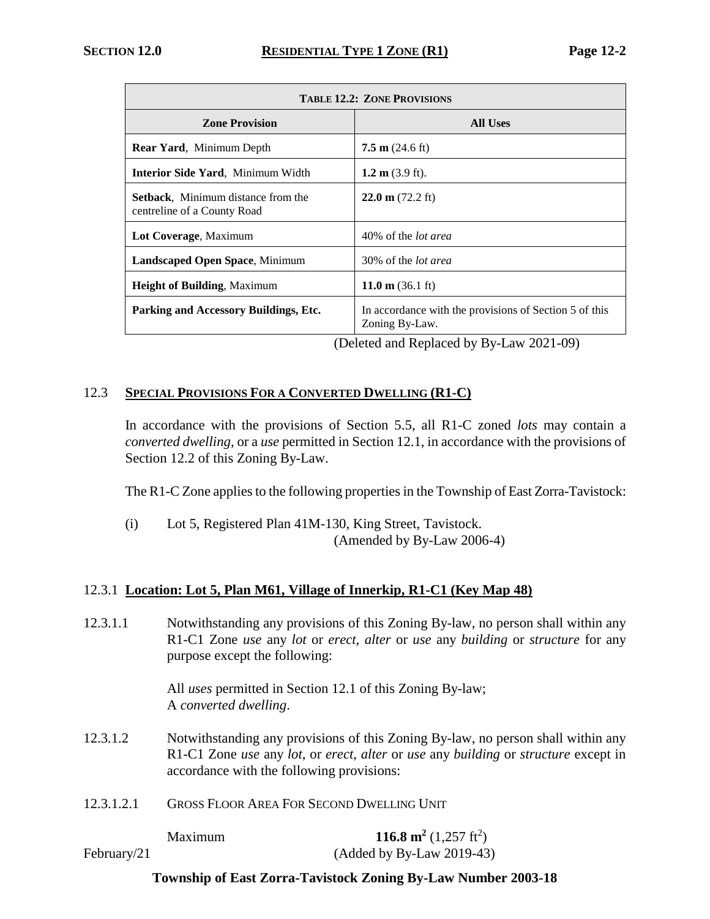| **TABLE 12.2: ZONE PROVISIONS** | |
|---|---|
| **Zone Provision** | **All Uses** |
| **Rear Yard**, Minimum Depth | **7.5 m** (24.6 ft) |
| **Interior Side Yard**, Minimum Width | **1.2 m** (3.9 ft). |
| **Setback**, Minimum distance from the centreline of a County Road | **22.0 m** (72.2 ft) |
| **Lot Coverage**, Maximum | 40% of the *lot area* |
| **Landscaped Open Space**, Minimum | 30% of the *lot area* |
| **Height of Building**, Maximum | **11.0 m** (36.1 ft) |
| **Parking and Accessory Buildings, Etc.** | In accordance with the provisions of Section 5 of this Zoning By-Law. |

(Deleted and Replaced by By-Law 2021-09)

## 12.3 SPECIAL PROVISIONS FOR A CONVERTED DWELLING (R1-C)

In accordance with the provisions of Section 5.5, all R1-C zoned *lots* may contain a *converted dwelling*, or a *use* permitted in Section 12.1, in accordance with the provisions of Section 12.2 of this Zoning By-Law.

The R1-C Zone applies to the following properties in the Township of East Zorra-Tavistock:

(i) Lot 5, Registered Plan 41M-130, King Street, Tavistock.
(Amended by By-Law 2006-4)

### 12.3.1 Location: Lot 5, Plan M61, Village of Innerkip, R1-C1 (Key Map 48)

12.3.1.1 Notwithstanding any provisions of this Zoning By-law, no person shall within any R1-C1 Zone *use* any *lot* or *erect*, *alter* or *use* any *building* or *structure* for any purpose except the following:

All *uses* permitted in Section 12.1 of this Zoning By-law;
A *converted dwelling*.

12.3.1.2 Notwithstanding any provisions of this Zoning By-law, no person shall within any R1-C1 Zone *use* any *lot*, or *erect*, *alter* or *use* any *building* or *structure* except in accordance with the following provisions:

12.3.1.2.1 GROSS FLOOR AREA FOR SECOND DWELLING UNIT

Maximum **116.8 m$^2$** (1,257 ft$^2$)

(Added by By-Law 2019-43)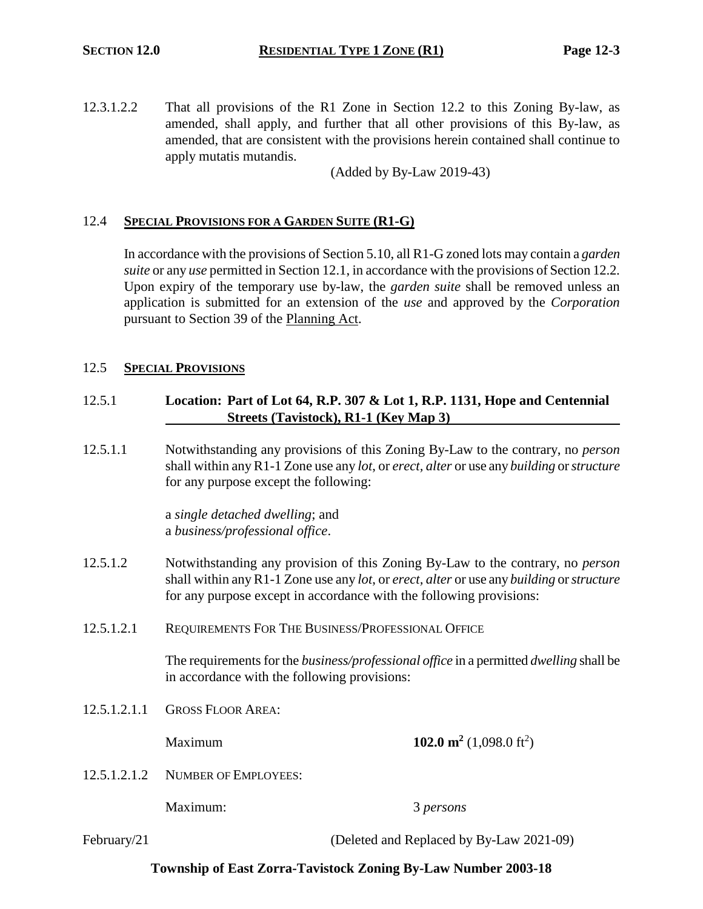12.3.1.2.2 That all provisions of the R1 Zone in Section 12.2 to this Zoning By-law, as amended, shall apply, and further that all other provisions of this By-law, as amended, that are consistent with the provisions herein contained shall continue to apply mutatis mutandis.

(Added by By-Law 2019-43)

## 12.4 SPECIAL PROVISIONS FOR A GARDEN SUITE (R1-G)

In accordance with the provisions of Section 5.10, all R1-G zoned lots may contain a *garden suite* or any *use* permitted in Section 12.1, in accordance with the provisions of Section 12.2. Upon expiry of the temporary use by-law, the *garden suite* shall be removed unless an application is submitted for an extension of the *use* and approved by the *Corporation* pursuant to Section 39 of the Planning Act.

## 12.5 SPECIAL PROVISIONS

### 12.5.1 Location: Part of Lot 64, R.P. 307 & Lot 1, R.P. 1131, Hope and Centennial Streets (Tavistock), R1-1 (Key Map 3)

12.5.1.1 Notwithstanding any provisions of this Zoning By-Law to the contrary, no *person* shall within any R1-1 Zone use any *lot*, or *erect, alter* or use any *building* or *structure* for any purpose except the following:

a *single detached dwelling*; and
a *business/professional office*.

12.5.1.2 Notwithstanding any provision of this Zoning By-Law to the contrary, no *person* shall within any R1-1 Zone use any *lot*, or *erect, alter* or use any *building* or *structure* for any purpose except in accordance with the following provisions:

12.5.1.2.1 REQUIREMENTS FOR THE BUSINESS/PROFESSIONAL OFFICE

The requirements for the *business/professional office* in a permitted *dwelling* shall be in accordance with the following provisions:

12.5.1.2.1.1 GROSS FLOOR AREA:

Maximum **102.0 m²** (1,098.0 ft²)

12.5.1.2.1.2 NUMBER OF EMPLOYEES:

Maximum: 3 *persons*

February/21 (Deleted and Replaced by By-Law 2021-09)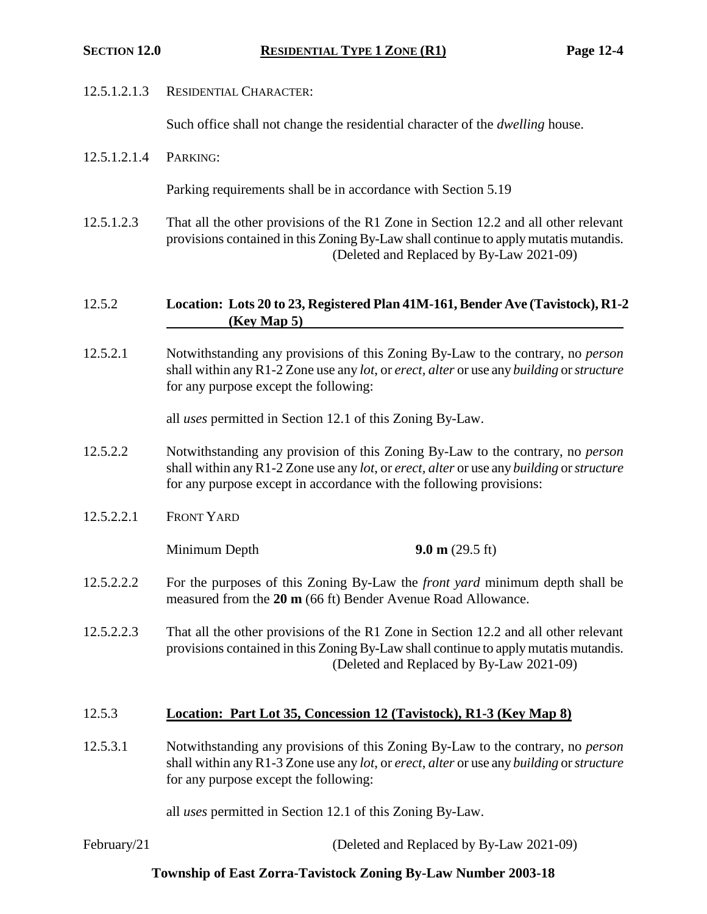12.5.1.2.1.3 RESIDENTIAL CHARACTER:

Such office shall not change the residential character of the *dwelling* house.

12.5.1.2.1.4 PARKING:

Parking requirements shall be in accordance with Section 5.19

12.5.1.2.3 That all the other provisions of the R1 Zone in Section 12.2 and all other relevant provisions contained in this Zoning By-Law shall continue to apply mutatis mutandis.
(Deleted and Replaced by By-Law 2021-09)

### 12.5.2 **Location: Lots 20 to 23, Registered Plan 41M-161, Bender Ave (Tavistock), R1-2 (Key Map 5)**

12.5.2.1 Notwithstanding any provisions of this Zoning By-Law to the contrary, no *person* shall within any R1-2 Zone use any *lot*, or *erect*, *alter* or use any *building* or *structure* for any purpose except the following:

all *uses* permitted in Section 12.1 of this Zoning By-Law.

12.5.2.2 Notwithstanding any provision of this Zoning By-Law to the contrary, no *person* shall within any R1-2 Zone use any *lot*, or *erect*, *alter* or use any *building* or *structure* for any purpose except in accordance with the following provisions:

12.5.2.2.1 FRONT YARD

| | |
|---|---|
| Minimum Depth | **9.0 m** (29.5 ft) |

12.5.2.2.2 For the purposes of this Zoning By-Law the *front yard* minimum depth shall be measured from the **20 m** (66 ft) Bender Avenue Road Allowance.

12.5.2.2.3 That all the other provisions of the R1 Zone in Section 12.2 and all other relevant provisions contained in this Zoning By-Law shall continue to apply mutatis mutandis.
(Deleted and Replaced by By-Law 2021-09)

### 12.5.3 **Location: Part Lot 35, Concession 12 (Tavistock), R1-3 (Key Map 8)**

12.5.3.1 Notwithstanding any provisions of this Zoning By-Law to the contrary, no *person* shall within any R1-3 Zone use any *lot*, or *erect*, *alter* or use any *building* or *structure* for any purpose except the following:

all *uses* permitted in Section 12.1 of this Zoning By-Law.

(Deleted and Replaced by By-Law 2021-09)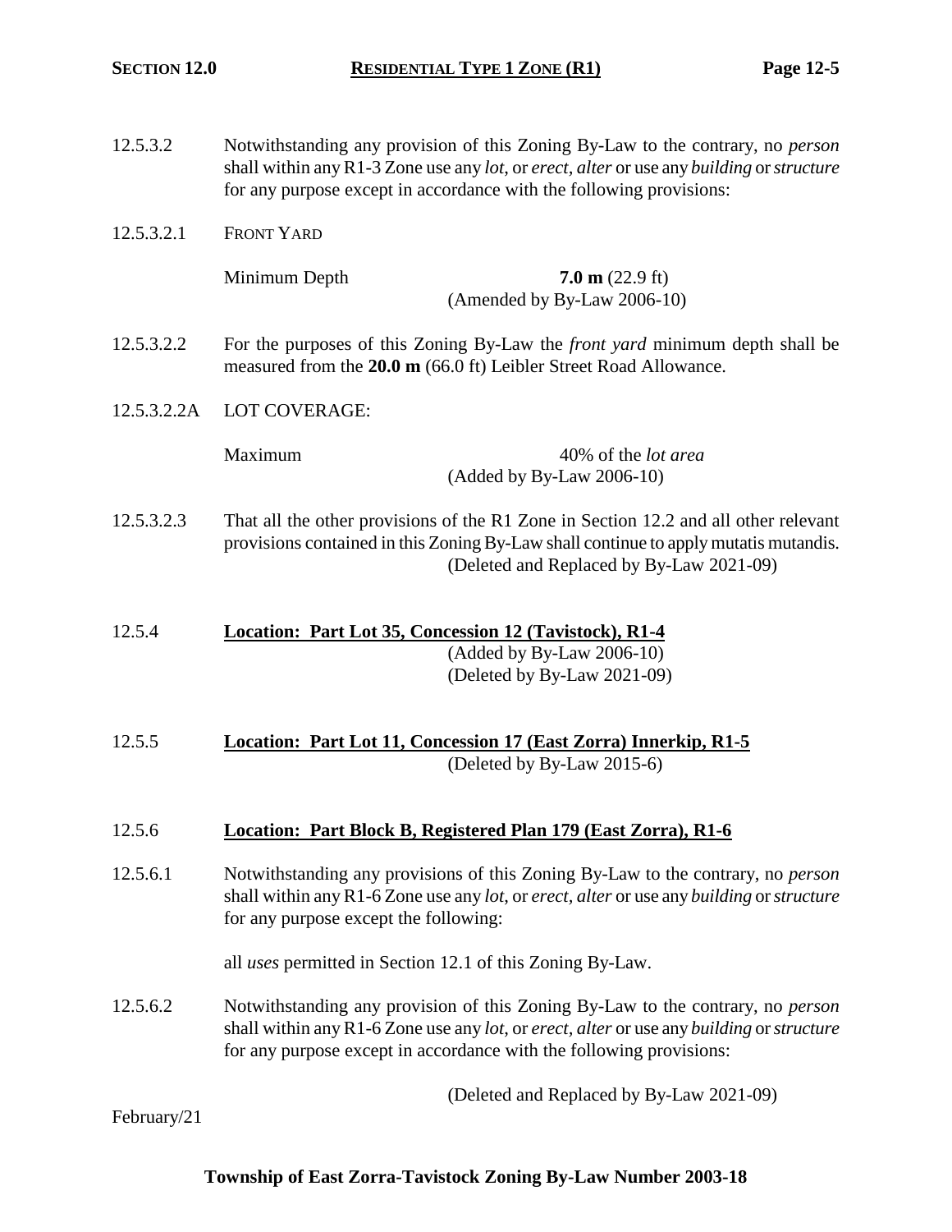12.5.3.2 Notwithstanding any provision of this Zoning By-Law to the contrary, no *person* shall within any R1-3 Zone use any *lot*, or *erect, alter* or use any *building* or *structure* for any purpose except in accordance with the following provisions:

12.5.3.2.1 FRONT YARD

Minimum Depth **7.0 m** (22.9 ft)
(Amended by By-Law 2006-10)

12.5.3.2.2 For the purposes of this Zoning By-Law the *front yard* minimum depth shall be measured from the **20.0 m** (66.0 ft) Leibler Street Road Allowance.

12.5.3.2.2A LOT COVERAGE:

Maximum 40% of the *lot area*
(Added by By-Law 2006-10)

12.5.3.2.3 That all the other provisions of the R1 Zone in Section 12.2 and all other relevant provisions contained in this Zoning By-Law shall continue to apply mutatis mutandis.
(Deleted and Replaced by By-Law 2021-09)

12.5.4 **Location: Part Lot 35, Concession 12 (Tavistock), R1-4**
(Added by By-Law 2006-10)
(Deleted by By-Law 2021-09)

12.5.5 **Location: Part Lot 11, Concession 17 (East Zorra) Innerkip, R1-5**
(Deleted by By-Law 2015-6)

12.5.6 **Location: Part Block B, Registered Plan 179 (East Zorra), R1-6**

12.5.6.1 Notwithstanding any provisions of this Zoning By-Law to the contrary, no *person* shall within any R1-6 Zone use any *lot*, or *erect, alter* or use any *building* or *structure* for any purpose except the following:

all *uses* permitted in Section 12.1 of this Zoning By-Law.

12.5.6.2 Notwithstanding any provision of this Zoning By-Law to the contrary, no *person* shall within any R1-6 Zone use any *lot*, or *erect, alter* or use any *building* or *structure* for any purpose except in accordance with the following provisions:

(Deleted and Replaced by By-Law 2021-09)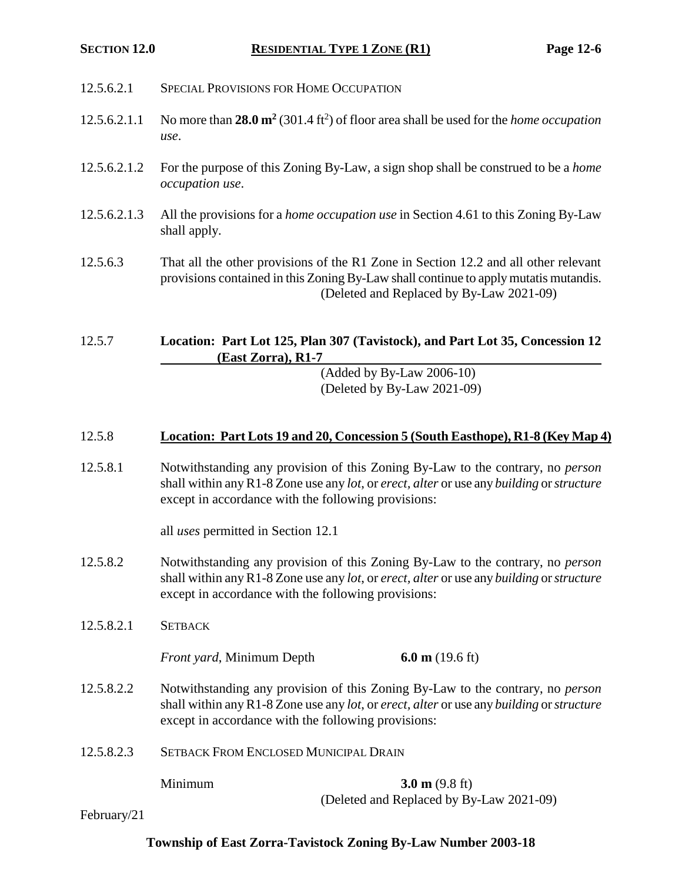12.5.6.2.1 SPECIAL PROVISIONS FOR HOME OCCUPATION

12.5.6.2.1.1 No more than **28.0 m²** (301.4 ft²) of floor area shall be used for the *home occupation use*.

12.5.6.2.1.2 For the purpose of this Zoning By-Law, a sign shop shall be construed to be a *home occupation use*.

12.5.6.2.1.3 All the provisions for a *home occupation use* in Section 4.61 to this Zoning By-Law shall apply.

12.5.6.3 That all the other provisions of the R1 Zone in Section 12.2 and all other relevant provisions contained in this Zoning By-Law shall continue to apply mutatis mutandis.
(Deleted and Replaced by By-Law 2021-09)

12.5.7 **Location: Part Lot 125, Plan 307 (Tavistock), and Part Lot 35, Concession 12 (East Zorra), R1-7**
(Added by By-Law 2006-10)
(Deleted by By-Law 2021-09)

12.5.8 **Location: Part Lots 19 and 20, Concession 5 (South Easthope), R1-8 (Key Map 4)**

12.5.8.1 Notwithstanding any provision of this Zoning By-Law to the contrary, no *person* shall within any R1-8 Zone use any *lot*, or *erect, alter* or use any *building* or *structure* except in accordance with the following provisions:

all *uses* permitted in Section 12.1

12.5.8.2 Notwithstanding any provision of this Zoning By-Law to the contrary, no *person* shall within any R1-8 Zone use any *lot*, or *erect, alter* or use any *building* or *structure* except in accordance with the following provisions:

12.5.8.2.1 SETBACK

*Front yard*, Minimum Depth **6.0 m** (19.6 ft)

12.5.8.2.2 Notwithstanding any provision of this Zoning By-Law to the contrary, no *person* shall within any R1-8 Zone use any *lot*, or *erect, alter* or use any *building* or *structure* except in accordance with the following provisions:

12.5.8.2.3 SETBACK FROM ENCLOSED MUNICIPAL DRAIN

Minimum **3.0 m** (9.8 ft)
(Deleted and Replaced by By-Law 2021-09)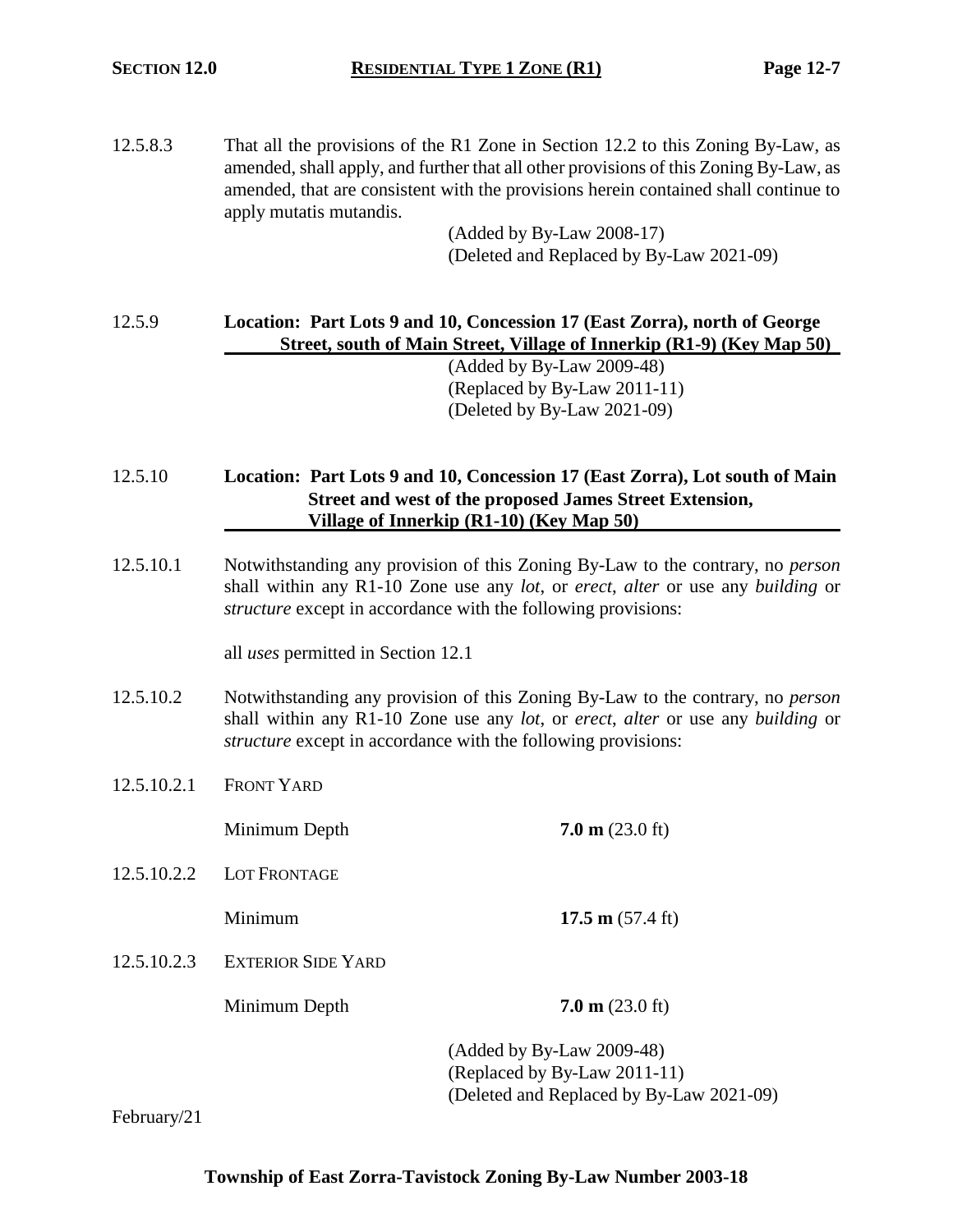12.5.8.3 That all the provisions of the R1 Zone in Section 12.2 to this Zoning By-Law, as amended, shall apply, and further that all other provisions of this Zoning By-Law, as amended, that are consistent with the provisions herein contained shall continue to apply mutatis mutandis.

(Added by By-Law 2008-17)
(Deleted and Replaced by By-Law 2021-09)

### 12.5.9 Location: Part Lots 9 and 10, Concession 17 (East Zorra), north of George Street, south of Main Street, Village of Innerkip (R1-9) (Key Map 50)

(Added by By-Law 2009-48)
(Replaced by By-Law 2011-11)
(Deleted by By-Law 2021-09)

### 12.5.10 Location: Part Lots 9 and 10, Concession 17 (East Zorra), Lot south of Main Street and west of the proposed James Street Extension, Village of Innerkip (R1-10) (Key Map 50)

12.5.10.1 Notwithstanding any provision of this Zoning By-Law to the contrary, no *person* shall within any R1-10 Zone use any *lot*, or *erect*, *alter* or use any *building* or *structure* except in accordance with the following provisions:

all *uses* permitted in Section 12.1

12.5.10.2 Notwithstanding any provision of this Zoning By-Law to the contrary, no *person* shall within any R1-10 Zone use any *lot*, or *erect*, *alter* or use any *building* or *structure* except in accordance with the following provisions:

12.5.10.2.1 FRONT YARD

Minimum Depth **7.0 m** (23.0 ft)

12.5.10.2.2 LOT FRONTAGE

Minimum **17.5 m** (57.4 ft)

12.5.10.2.3 EXTERIOR SIDE YARD

Minimum Depth **7.0 m** (23.0 ft)

(Added by By-Law 2009-48)
(Replaced by By-Law 2011-11)
(Deleted and Replaced by By-Law 2021-09)

February/21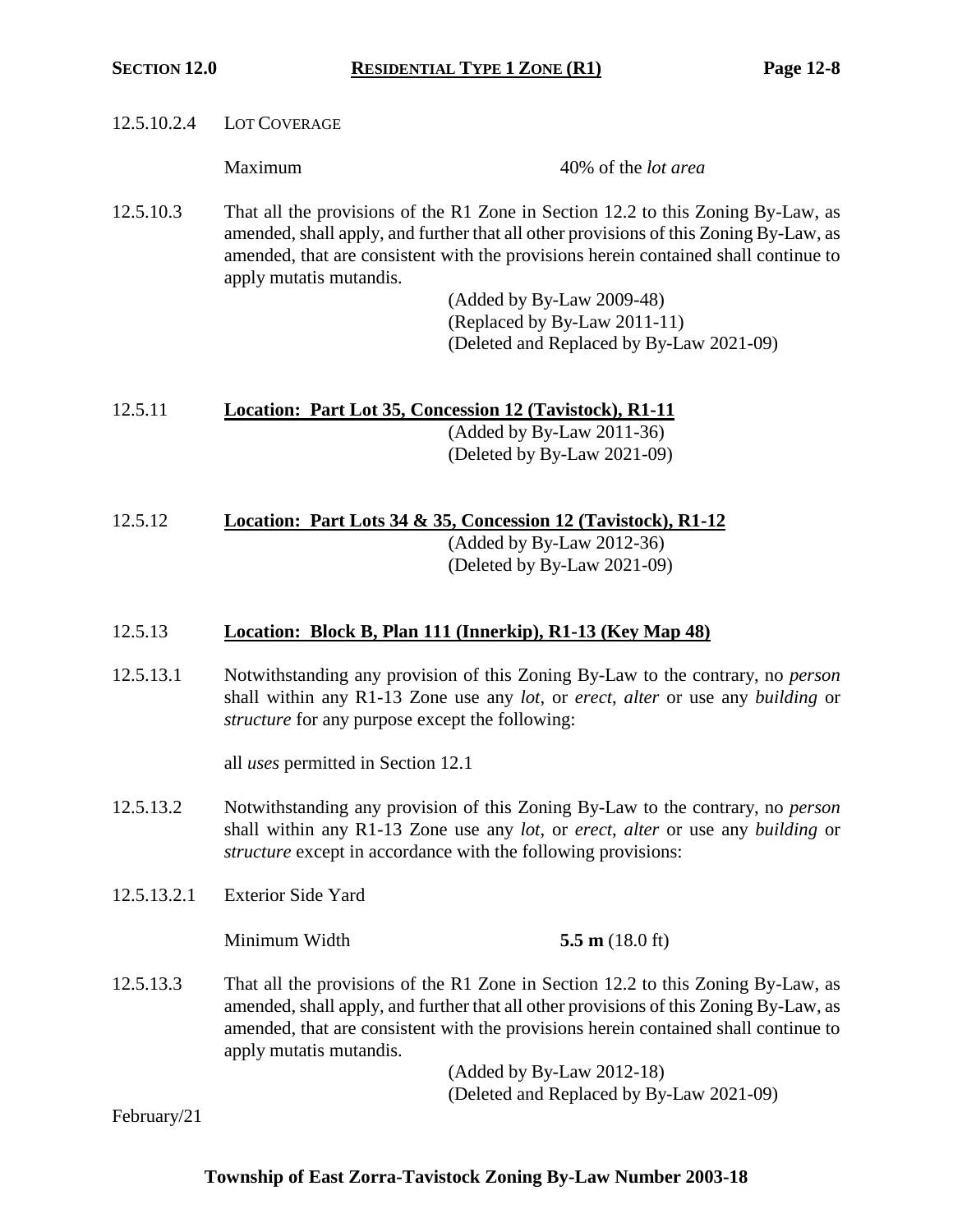12.5.10.2.4 LOT COVERAGE

Maximum 40% of the *lot area*

12.5.10.3 That all the provisions of the R1 Zone in Section 12.2 to this Zoning By-Law, as amended, shall apply, and further that all other provisions of this Zoning By-Law, as amended, that are consistent with the provisions herein contained shall continue to apply mutatis mutandis.

(Added by By-Law 2009-48)
(Replaced by By-Law 2011-11)
(Deleted and Replaced by By-Law 2021-09)

12.5.11 **Location: Part Lot 35, Concession 12 (Tavistock), R1-11**

(Added by By-Law 2011-36)
(Deleted by By-Law 2021-09)

12.5.12 **Location: Part Lots 34 & 35, Concession 12 (Tavistock), R1-12**

(Added by By-Law 2012-36)
(Deleted by By-Law 2021-09)

12.5.13 **Location: Block B, Plan 111 (Innerkip), R1-13 (Key Map 48)**

12.5.13.1 Notwithstanding any provision of this Zoning By-Law to the contrary, no *person* shall within any R1-13 Zone use any *lot*, or *erect*, *alter* or use any *building* or *structure* for any purpose except the following:

all *uses* permitted in Section 12.1

12.5.13.2 Notwithstanding any provision of this Zoning By-Law to the contrary, no *person* shall within any R1-13 Zone use any *lot*, or *erect*, *alter* or use any *building* or *structure* except in accordance with the following provisions:

12.5.13.2.1 Exterior Side Yard

Minimum Width **5.5 m** (18.0 ft)

12.5.13.3 That all the provisions of the R1 Zone in Section 12.2 to this Zoning By-Law, as amended, shall apply, and further that all other provisions of this Zoning By-Law, as amended, that are consistent with the provisions herein contained shall continue to apply mutatis mutandis.

(Added by By-Law 2012-18)
(Deleted and Replaced by By-Law 2021-09)

February/21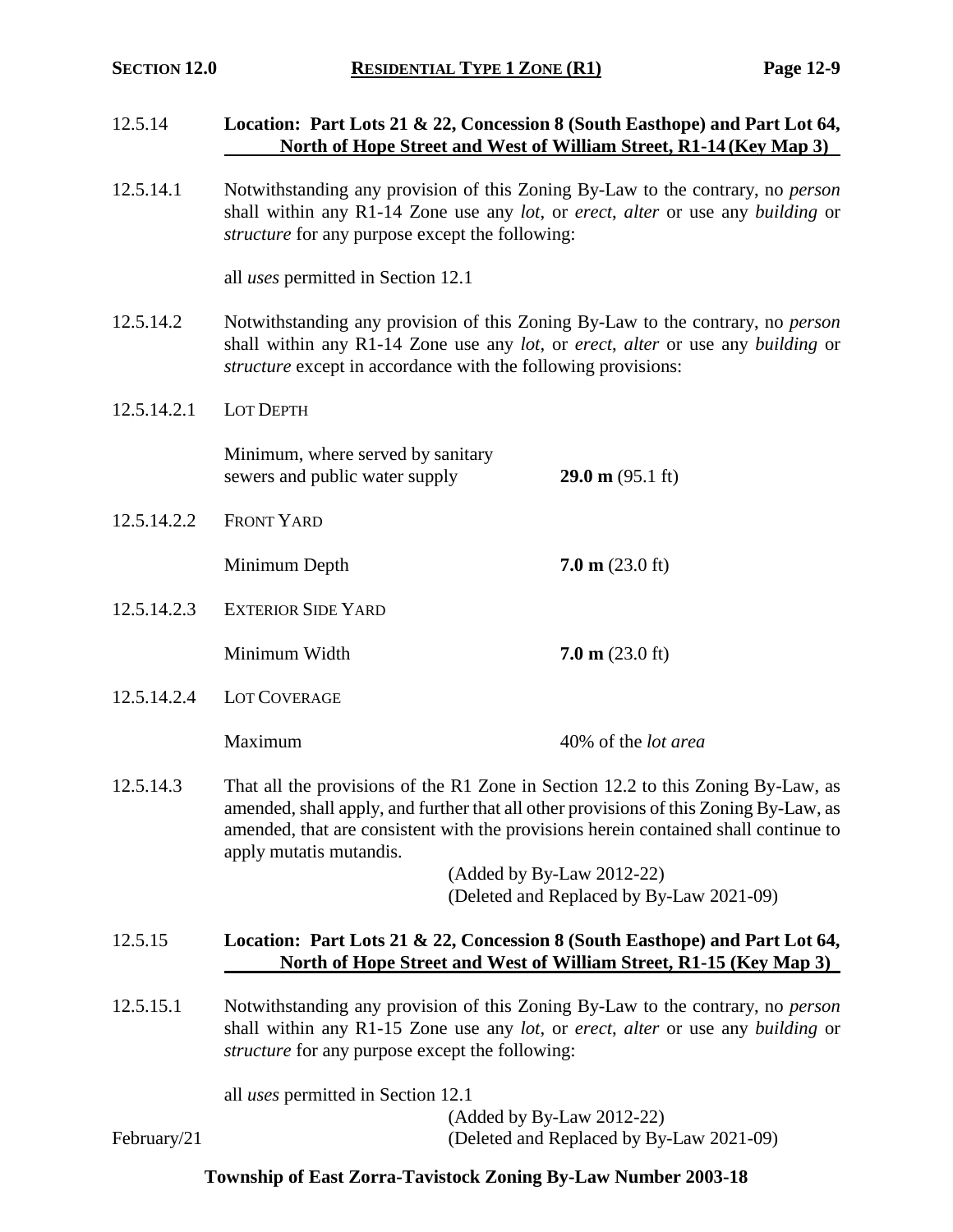### 12.5.14 Location: Part Lots 21 & 22, Concession 8 (South Easthope) and Part Lot 64, North of Hope Street and West of William Street, R1-14 (Key Map 3)

12.5.14.1 Notwithstanding any provision of this Zoning By-Law to the contrary, no *person* shall within any R1-14 Zone use any *lot*, or *erect*, *alter* or use any *building* or *structure* for any purpose except the following:

all *uses* permitted in Section 12.1

12.5.14.2 Notwithstanding any provision of this Zoning By-Law to the contrary, no *person* shall within any R1-14 Zone use any *lot*, or *erect*, *alter* or use any *building* or *structure* except in accordance with the following provisions:

12.5.14.2.1 LOT DEPTH

| | |
|---|---|
| Minimum, where served by sanitary sewers and public water supply | **29.0 m** (95.1 ft) |

12.5.14.2.2 FRONT YARD

| | |
|---|---|
| Minimum Depth | **7.0 m** (23.0 ft) |

12.5.14.2.3 EXTERIOR SIDE YARD

| | |
|---|---|
| Minimum Width | **7.0 m** (23.0 ft) |

12.5.14.2.4 LOT COVERAGE

| | |
|---|---|
| Maximum | 40% of the *lot area* |

12.5.14.3 That all the provisions of the R1 Zone in Section 12.2 to this Zoning By-Law, as amended, shall apply, and further that all other provisions of this Zoning By-Law, as amended, that are consistent with the provisions herein contained shall continue to apply mutatis mutandis.

(Added by By-Law 2012-22)
(Deleted and Replaced by By-Law 2021-09)

### 12.5.15 Location: Part Lots 21 & 22, Concession 8 (South Easthope) and Part Lot 64, North of Hope Street and West of William Street, R1-15 (Key Map 3)

12.5.15.1 Notwithstanding any provision of this Zoning By-Law to the contrary, no *person* shall within any R1-15 Zone use any *lot*, or *erect*, *alter* or use any *building* or *structure* for any purpose except the following:

all *uses* permitted in Section 12.1

(Added by By-Law 2012-22)
(Deleted and Replaced by By-Law 2021-09)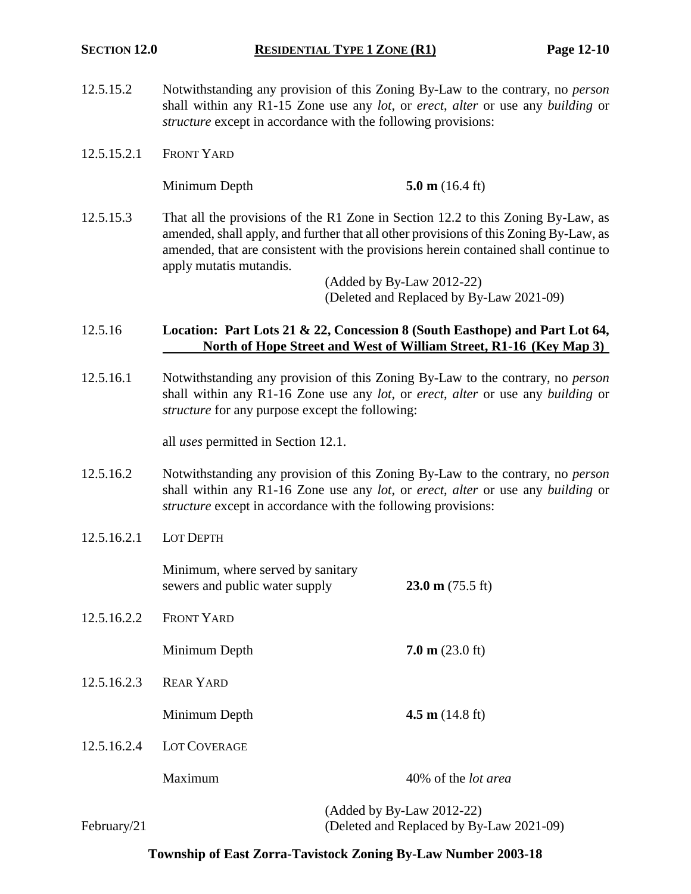12.5.15.2 Notwithstanding any provision of this Zoning By-Law to the contrary, no *person* shall within any R1-15 Zone use any *lot*, or *erect*, *alter* or use any *building* or *structure* except in accordance with the following provisions:

12.5.15.2.1 FRONT YARD

Minimum Depth **5.0 m** (16.4 ft)

12.5.15.3 That all the provisions of the R1 Zone in Section 12.2 to this Zoning By-Law, as amended, shall apply, and further that all other provisions of this Zoning By-Law, as amended, that are consistent with the provisions herein contained shall continue to apply mutatis mutandis.

(Added by By-Law 2012-22)
(Deleted and Replaced by By-Law 2021-09)

## 12.5.16 Location: Part Lots 21 & 22, Concession 8 (South Easthope) and Part Lot 64, North of Hope Street and West of William Street, R1-16 (Key Map 3)

12.5.16.1 Notwithstanding any provision of this Zoning By-Law to the contrary, no *person* shall within any R1-16 Zone use any *lot*, or *erect*, *alter* or use any *building* or *structure* for any purpose except the following:

all *uses* permitted in Section 12.1.

12.5.16.2 Notwithstanding any provision of this Zoning By-Law to the contrary, no *person* shall within any R1-16 Zone use any *lot*, or *erect*, *alter* or use any *building* or *structure* except in accordance with the following provisions:

12.5.16.2.1 LOT DEPTH

Minimum, where served by sanitary sewers and public water supply **23.0 m** (75.5 ft)

12.5.16.2.2 FRONT YARD

Minimum Depth **7.0 m** (23.0 ft)

12.5.16.2.3 REAR YARD

Minimum Depth **4.5 m** (14.8 ft)

12.5.16.2.4 LOT COVERAGE

Maximum 40% of the *lot area*

(Added by By-Law 2012-22)
(Deleted and Replaced by By-Law 2021-09)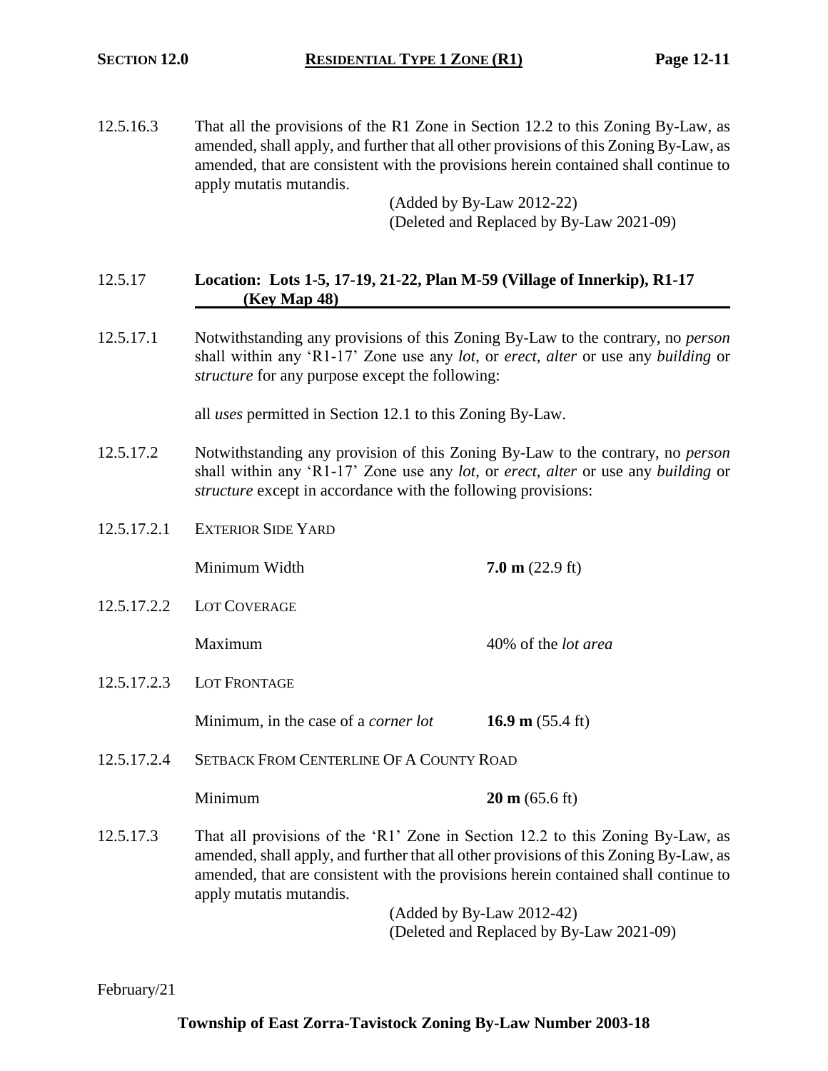12.5.16.3 That all the provisions of the R1 Zone in Section 12.2 to this Zoning By-Law, as amended, shall apply, and further that all other provisions of this Zoning By-Law, as amended, that are consistent with the provisions herein contained shall continue to apply mutatis mutandis.

(Added by By-Law 2012-22)
(Deleted and Replaced by By-Law 2021-09)

### 12.5.17 Location: Lots 1-5, 17-19, 21-22, Plan M-59 (Village of Innerkip), R1-17 (Key Map 48)

12.5.17.1 Notwithstanding any provisions of this Zoning By-Law to the contrary, no *person* shall within any 'R1-17' Zone use any *lot*, or *erect*, *alter* or use any *building* or *structure* for any purpose except the following:

all *uses* permitted in Section 12.1 to this Zoning By-Law.

12.5.17.2 Notwithstanding any provision of this Zoning By-Law to the contrary, no *person* shall within any 'R1-17' Zone use any *lot*, or *erect*, *alter* or use any *building* or *structure* except in accordance with the following provisions:

12.5.17.2.1 EXTERIOR SIDE YARD

| | |
|---|---|
| Minimum Width | **7.0 m** (22.9 ft) |

12.5.17.2.2 LOT COVERAGE

| | |
|---|---|
| Maximum | 40% of the *lot area* |

12.5.17.2.3 LOT FRONTAGE

| | |
|---|---|
| Minimum, in the case of a *corner lot* | **16.9 m** (55.4 ft) |

12.5.17.2.4 SETBACK FROM CENTERLINE OF A COUNTY ROAD

| | |
|---|---|
| Minimum | **20 m** (65.6 ft) |

12.5.17.3 That all provisions of the 'R1' Zone in Section 12.2 to this Zoning By-Law, as amended, shall apply, and further that all other provisions of this Zoning By-Law, as amended, that are consistent with the provisions herein contained shall continue to apply mutatis mutandis.

(Added by By-Law 2012-42)
(Deleted and Replaced by By-Law 2021-09)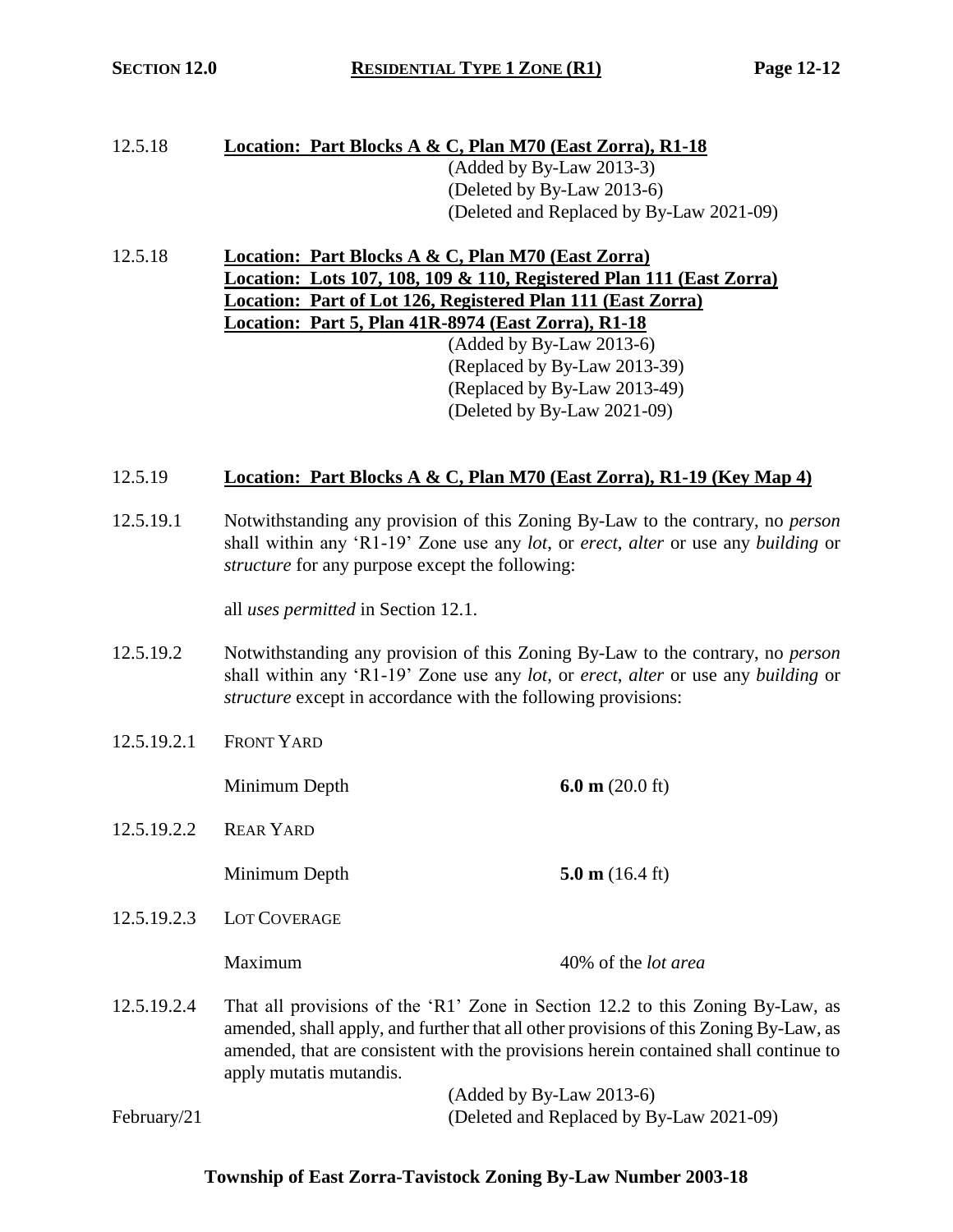12.5.18 **Location: Part Blocks A & C, Plan M70 (East Zorra), R1-18**

(Added by By-Law 2013-3)
(Deleted by By-Law 2013-6)
(Deleted and Replaced by By-Law 2021-09)

12.5.18 **Location: Part Blocks A & C, Plan M70 (East Zorra)**
**Location: Lots 107, 108, 109 & 110, Registered Plan 111 (East Zorra)**
**Location: Part of Lot 126, Registered Plan 111 (East Zorra)**
**Location: Part 5, Plan 41R-8974 (East Zorra), R1-18**

(Added by By-Law 2013-6)
(Replaced by By-Law 2013-39)
(Replaced by By-Law 2013-49)
(Deleted by By-Law 2021-09)

12.5.19 **Location: Part Blocks A & C, Plan M70 (East Zorra), R1-19 (Key Map 4)**

12.5.19.1 Notwithstanding any provision of this Zoning By-Law to the contrary, no *person* shall within any 'R1-19' Zone use any *lot*, or *erect*, *alter* or use any *building* or *structure* for any purpose except the following:

all *uses permitted* in Section 12.1.

12.5.19.2 Notwithstanding any provision of this Zoning By-Law to the contrary, no *person* shall within any 'R1-19' Zone use any *lot*, or *erect*, *alter* or use any *building* or *structure* except in accordance with the following provisions:

12.5.19.2.1 FRONT YARD

Minimum Depth **6.0 m** (20.0 ft)

12.5.19.2.2 REAR YARD

Minimum Depth **5.0 m** (16.4 ft)

12.5.19.2.3 LOT COVERAGE

Maximum 40% of the *lot area*

12.5.19.2.4 That all provisions of the 'R1' Zone in Section 12.2 to this Zoning By-Law, as amended, shall apply, and further that all other provisions of this Zoning By-Law, as amended, that are consistent with the provisions herein contained shall continue to apply mutatis mutandis.

(Added by By-Law 2013-6)
(Deleted and Replaced by By-Law 2021-09)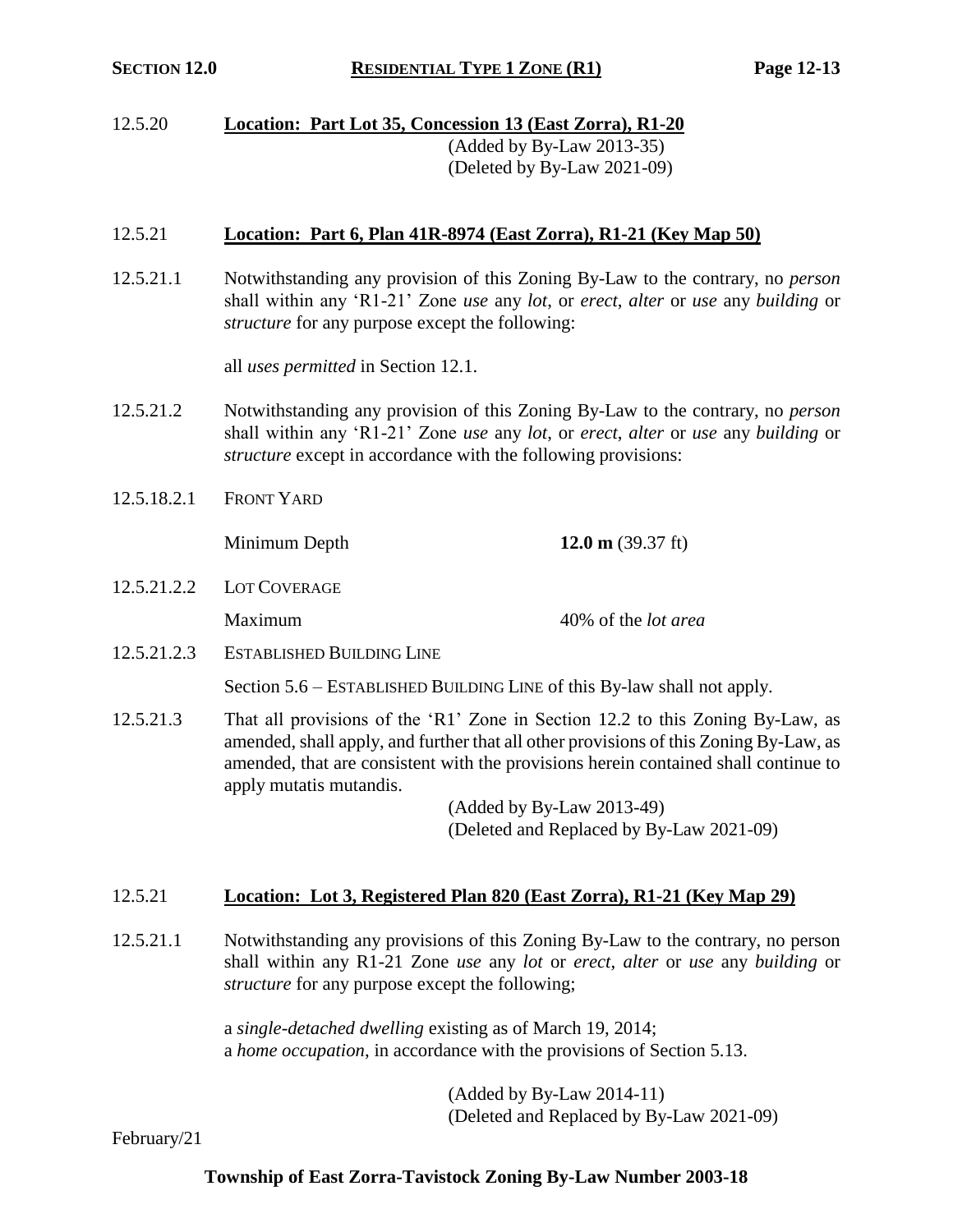12.5.20 **Location: Part Lot 35, Concession 13 (East Zorra), R1-20**

(Added by By-Law 2013-35)
(Deleted by By-Law 2021-09)

12.5.21 **Location: Part 6, Plan 41R-8974 (East Zorra), R1-21 (Key Map 50)**

12.5.21.1 Notwithstanding any provision of this Zoning By-Law to the contrary, no *person* shall within any 'R1-21' Zone *use* any *lot*, or *erect*, *alter* or *use* any *building* or *structure* for any purpose except the following:

all *uses permitted* in Section 12.1.

12.5.21.2 Notwithstanding any provision of this Zoning By-Law to the contrary, no *person* shall within any 'R1-21' Zone *use* any *lot*, or *erect*, *alter* or *use* any *building* or *structure* except in accordance with the following provisions:

12.5.18.2.1 FRONT YARD

| | |
|---|---|
| Minimum Depth | **12.0 m** (39.37 ft) |

12.5.21.2.2 LOT COVERAGE

| | |
|---|---|
| Maximum | 40% of the *lot area* |

12.5.21.2.3 ESTABLISHED BUILDING LINE

Section 5.6 – ESTABLISHED BUILDING LINE of this By-law shall not apply.

12.5.21.3 That all provisions of the 'R1' Zone in Section 12.2 to this Zoning By-Law, as amended, shall apply, and further that all other provisions of this Zoning By-Law, as amended, that are consistent with the provisions herein contained shall continue to apply mutatis mutandis.

(Added by By-Law 2013-49)
(Deleted and Replaced by By-Law 2021-09)

12.5.21 **Location: Lot 3, Registered Plan 820 (East Zorra), R1-21 (Key Map 29)**

12.5.21.1 Notwithstanding any provisions of this Zoning By-Law to the contrary, no person shall within any R1-21 Zone *use* any *lot* or *erect*, *alter* or *use* any *building* or *structure* for any purpose except the following;

a *single-detached dwelling* existing as of March 19, 2014;
a *home occupation*, in accordance with the provisions of Section 5.13.

(Added by By-Law 2014-11)
(Deleted and Replaced by By-Law 2021-09)

February/21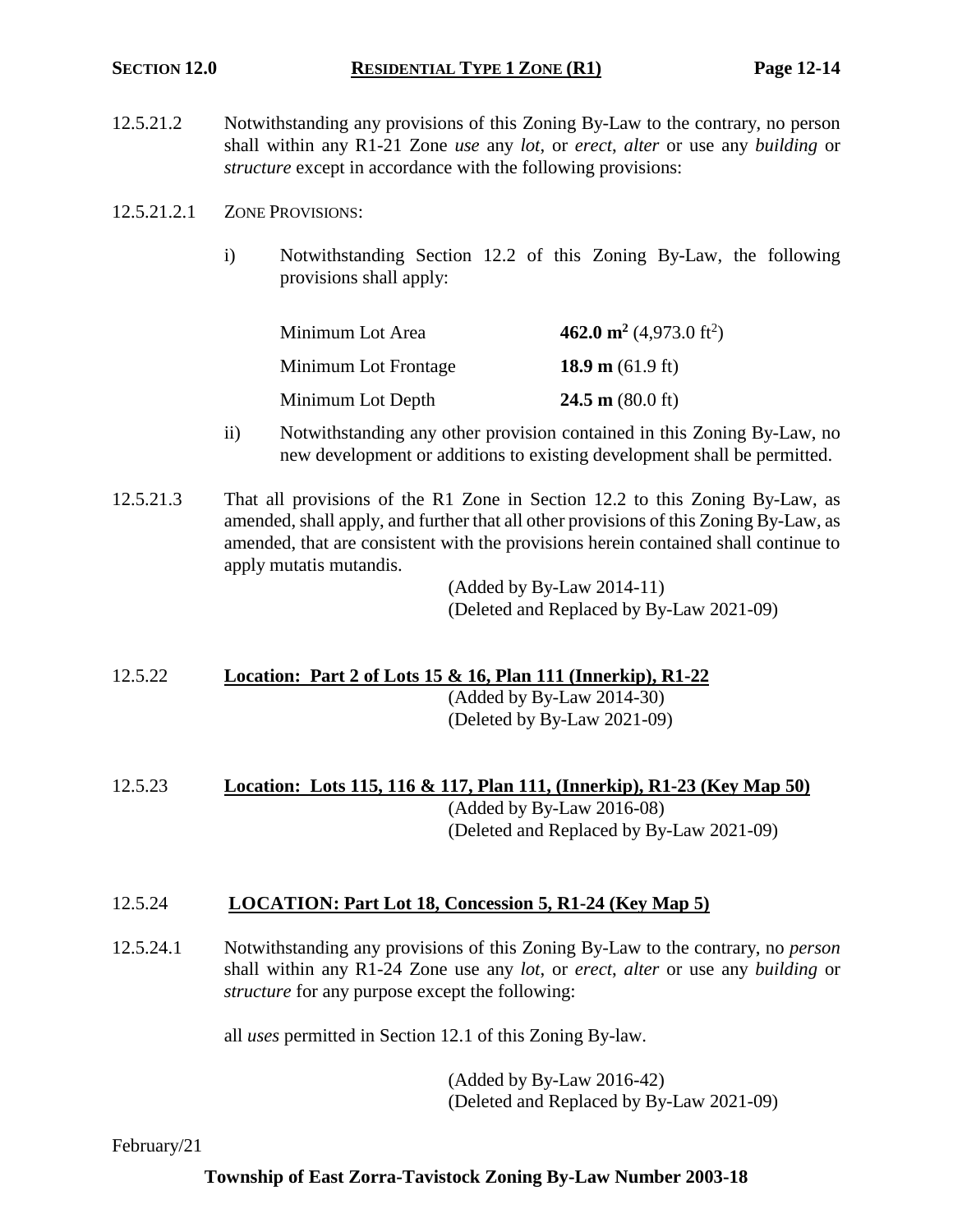12.5.21.2 Notwithstanding any provisions of this Zoning By-Law to the contrary, no person shall within any R1-21 Zone *use* any *lot*, or *erect*, *alter* or use any *building* or *structure* except in accordance with the following provisions:

12.5.21.2.1 ZONE PROVISIONS:

i) Notwithstanding Section 12.2 of this Zoning By-Law, the following provisions shall apply:

| | |
|---|---|
| Minimum Lot Area | **462.0 m²** (4,973.0 ft²) |
| Minimum Lot Frontage | **18.9 m** (61.9 ft) |
| Minimum Lot Depth | **24.5 m** (80.0 ft) |

ii) Notwithstanding any other provision contained in this Zoning By-Law, no new development or additions to existing development shall be permitted.

12.5.21.3 That all provisions of the R1 Zone in Section 12.2 to this Zoning By-Law, as amended, shall apply, and further that all other provisions of this Zoning By-Law, as amended, that are consistent with the provisions herein contained shall continue to apply mutatis mutandis.

(Added by By-Law 2014-11)
(Deleted and Replaced by By-Law 2021-09)

12.5.22 **Location: Part 2 of Lots 15 & 16, Plan 111 (Innerkip), R1-22**

(Added by By-Law 2014-30)
(Deleted by By-Law 2021-09)

12.5.23 **Location: Lots 115, 116 & 117, Plan 111, (Innerkip), R1-23 (Key Map 50)**

(Added by By-Law 2016-08)
(Deleted and Replaced by By-Law 2021-09)

12.5.24 **LOCATION: Part Lot 18, Concession 5, R1-24 (Key Map 5)**

12.5.24.1 Notwithstanding any provisions of this Zoning By-Law to the contrary, no *person* shall within any R1-24 Zone use any *lot*, or *erect*, *alter* or use any *building* or *structure* for any purpose except the following:

all *uses* permitted in Section 12.1 of this Zoning By-law.

(Added by By-Law 2016-42)
(Deleted and Replaced by By-Law 2021-09)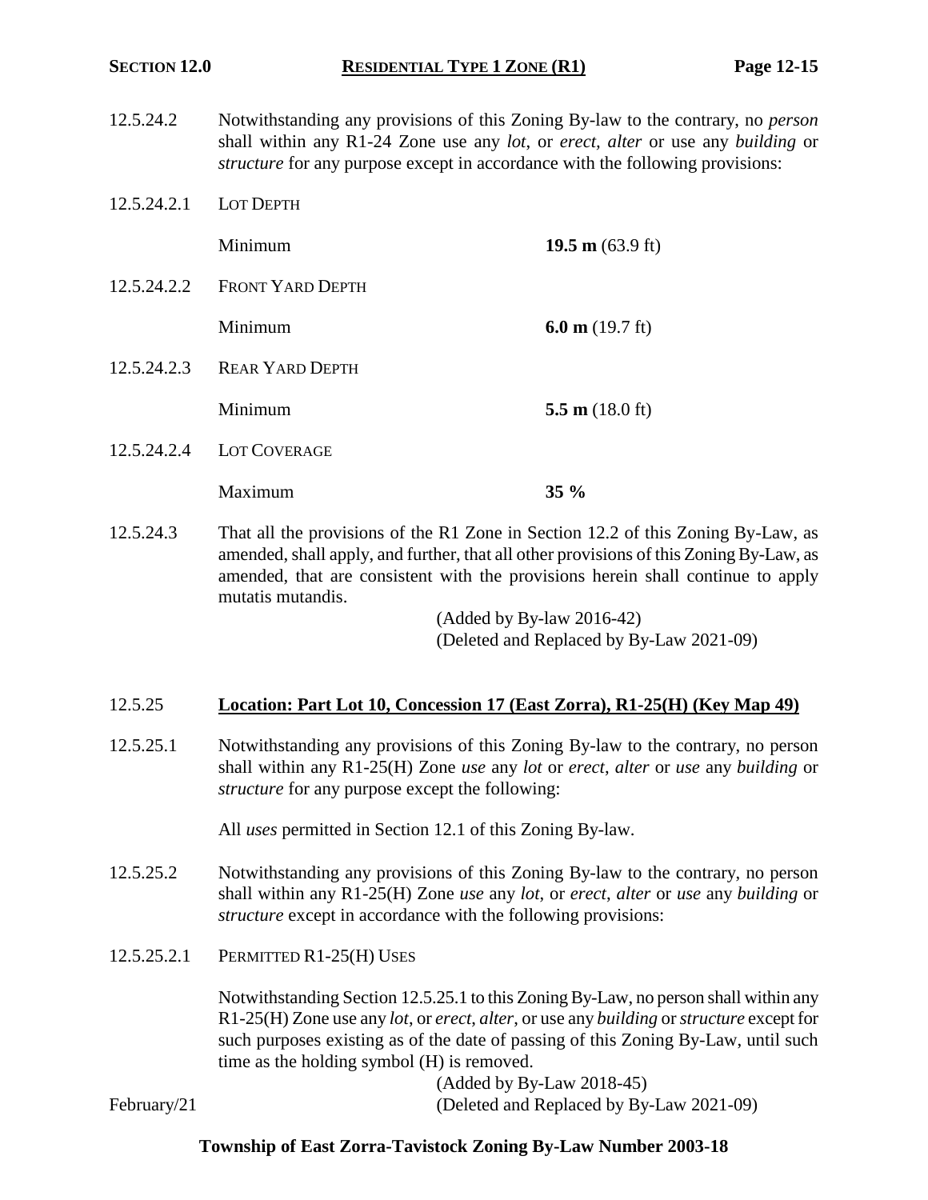12.5.24.2 Notwithstanding any provisions of this Zoning By-law to the contrary, no *person* shall within any R1-24 Zone use any *lot*, or *erect, alter* or use any *building* or *structure* for any purpose except in accordance with the following provisions:

12.5.24.2.1 LOT DEPTH

| | |
|---|---|
| Minimum | **19.5 m** (63.9 ft) |

12.5.24.2.2 FRONT YARD DEPTH

| | |
|---|---|
| Minimum | **6.0 m** (19.7 ft) |

12.5.24.2.3 REAR YARD DEPTH

| | |
|---|---|
| Minimum | **5.5 m** (18.0 ft) |

12.5.24.2.4 LOT COVERAGE

| | |
|---|---|
| Maximum | **35 %** |

12.5.24.3 That all the provisions of the R1 Zone in Section 12.2 of this Zoning By-Law, as amended, shall apply, and further, that all other provisions of this Zoning By-Law, as amended, that are consistent with the provisions herein shall continue to apply mutatis mutandis.

(Added by By-law 2016-42)
(Deleted and Replaced by By-Law 2021-09)

12.5.25 **Location: Part Lot 10, Concession 17 (East Zorra), R1-25(H) (Key Map 49)**

12.5.25.1 Notwithstanding any provisions of this Zoning By-law to the contrary, no person shall within any R1-25(H) Zone *use* any *lot* or *erect*, *alter* or *use* any *building* or *structure* for any purpose except the following:

All *uses* permitted in Section 12.1 of this Zoning By-law.

12.5.25.2 Notwithstanding any provisions of this Zoning By-law to the contrary, no person shall within any R1-25(H) Zone *use* any *lot*, or *erect*, *alter* or *use* any *building* or *structure* except in accordance with the following provisions:

12.5.25.2.1 PERMITTED R1-25(H) USES

Notwithstanding Section 12.5.25.1 to this Zoning By-Law, no person shall within any R1-25(H) Zone use any *lot*, or *erect*, *alter*, or use any *building* or *structure* except for such purposes existing as of the date of passing of this Zoning By-Law, until such time as the holding symbol (H) is removed.

(Added by By-Law 2018-45)
(Deleted and Replaced by By-Law 2021-09)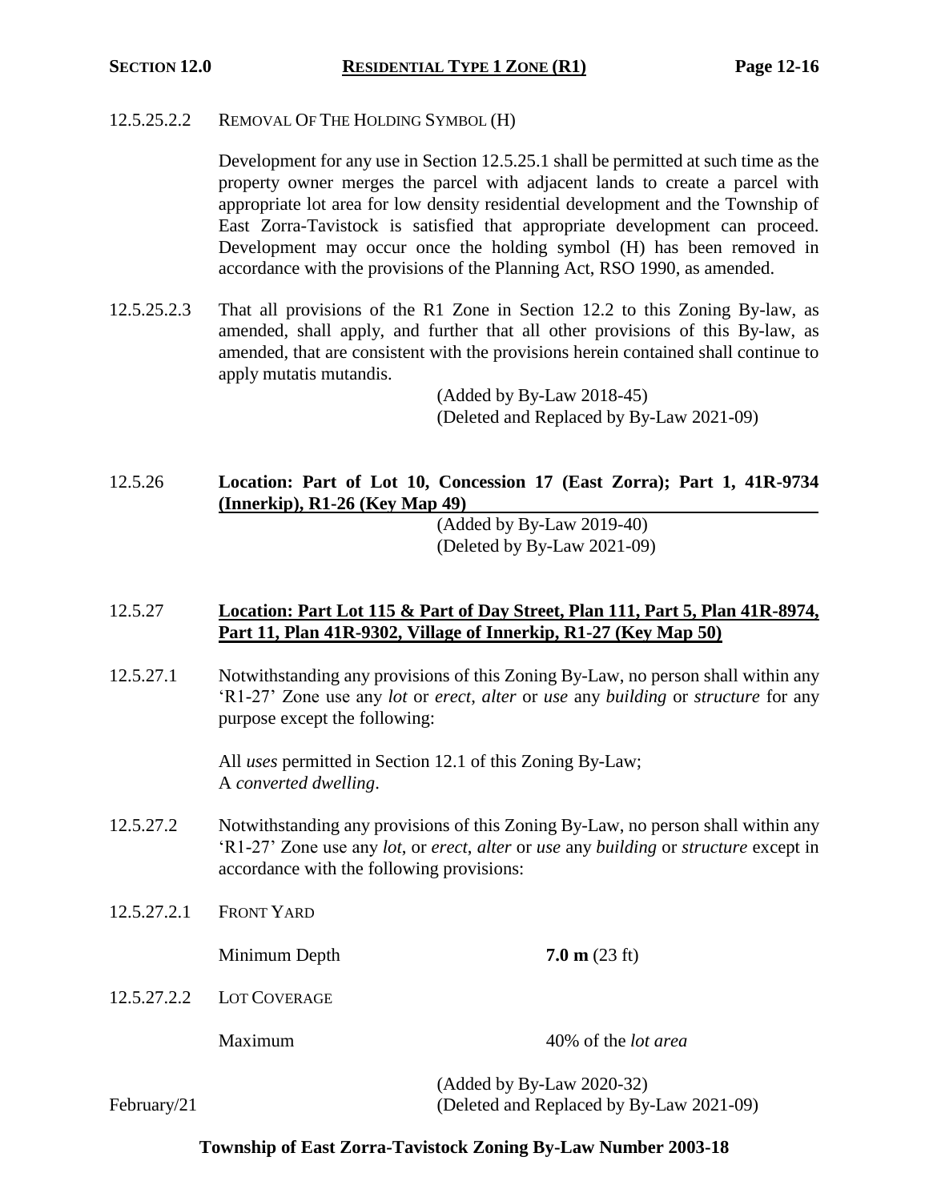12.5.25.2.2 REMOVAL OF THE HOLDING SYMBOL (H)

Development for any use in Section 12.5.25.1 shall be permitted at such time as the property owner merges the parcel with adjacent lands to create a parcel with appropriate lot area for low density residential development and the Township of East Zorra-Tavistock is satisfied that appropriate development can proceed. Development may occur once the holding symbol (H) has been removed in accordance with the provisions of the Planning Act, RSO 1990, as amended.

12.5.25.2.3 That all provisions of the R1 Zone in Section 12.2 to this Zoning By-law, as amended, shall apply, and further that all other provisions of this By-law, as amended, that are consistent with the provisions herein contained shall continue to apply mutatis mutandis.

(Added by By-Law 2018-45)
(Deleted and Replaced by By-Law 2021-09)

### 12.5.26 **Location: Part of Lot 10, Concession 17 (East Zorra); Part 1, 41R-9734 (Innerkip), R1-26 (Key Map 49)**

(Added by By-Law 2019-40)
(Deleted by By-Law 2021-09)

### 12.5.27 **Location: Part Lot 115 & Part of Day Street, Plan 111, Part 5, Plan 41R-8974, Part 11, Plan 41R-9302, Village of Innerkip, R1-27 (Key Map 50)**

12.5.27.1 Notwithstanding any provisions of this Zoning By-Law, no person shall within any 'R1-27' Zone use any *lot* or *erect*, *alter* or *use* any *building* or *structure* for any purpose except the following:

All *uses* permitted in Section 12.1 of this Zoning By-Law;
A *converted dwelling*.

12.5.27.2 Notwithstanding any provisions of this Zoning By-Law, no person shall within any 'R1-27' Zone use any *lot*, or *erect*, *alter* or *use* any *building* or *structure* except in accordance with the following provisions:

12.5.27.2.1 FRONT YARD

| | |
|---|---|
| Minimum Depth | **7.0 m** (23 ft) |

12.5.27.2.2 LOT COVERAGE

| | |
|---|---|
| Maximum | 40% of the *lot area* |

(Added by By-Law 2020-32)
(Deleted and Replaced by By-Law 2021-09)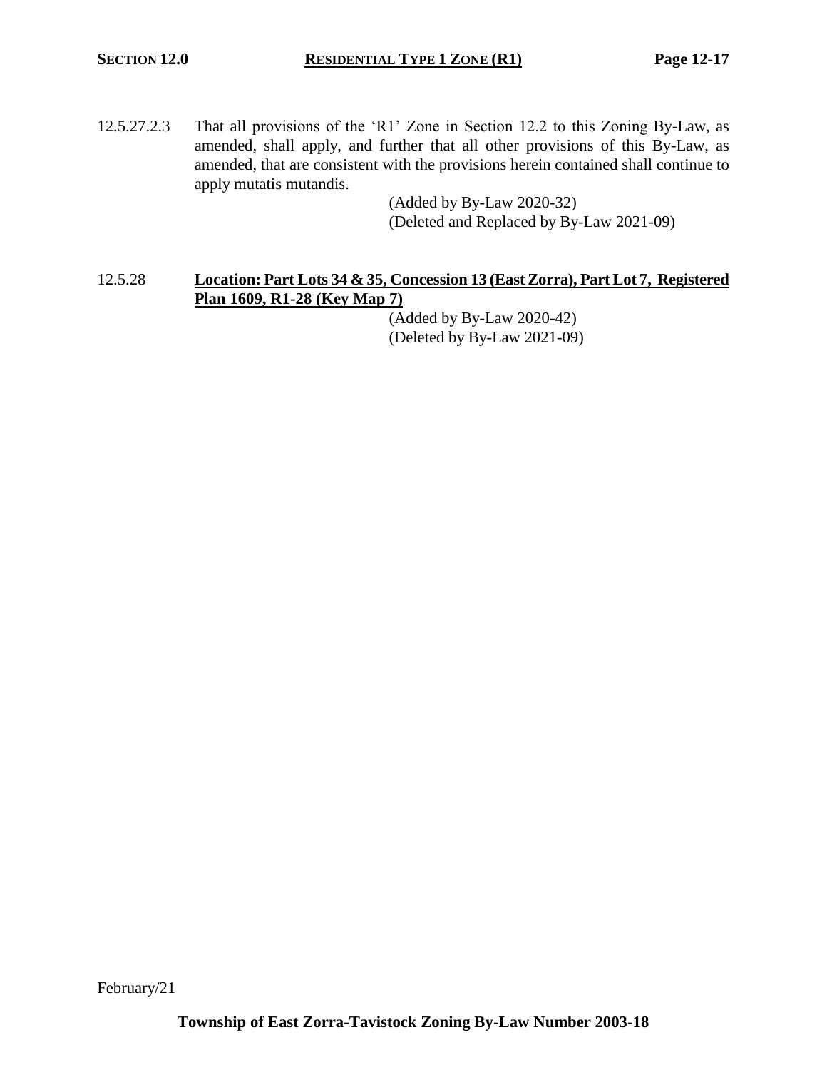12.5.27.2.3 That all provisions of the 'R1' Zone in Section 12.2 to this Zoning By-Law, as amended, shall apply, and further that all other provisions of this By-Law, as amended, that are consistent with the provisions herein contained shall continue to apply mutatis mutandis.

(Added by By-Law 2020-32)
(Deleted and Replaced by By-Law 2021-09)

12.5.28 **Location: Part Lots 34 & 35, Concession 13 (East Zorra), Part Lot 7, Registered Plan 1609, R1-28 (Key Map 7)**

(Added by By-Law 2020-42)
(Deleted by By-Law 2021-09)